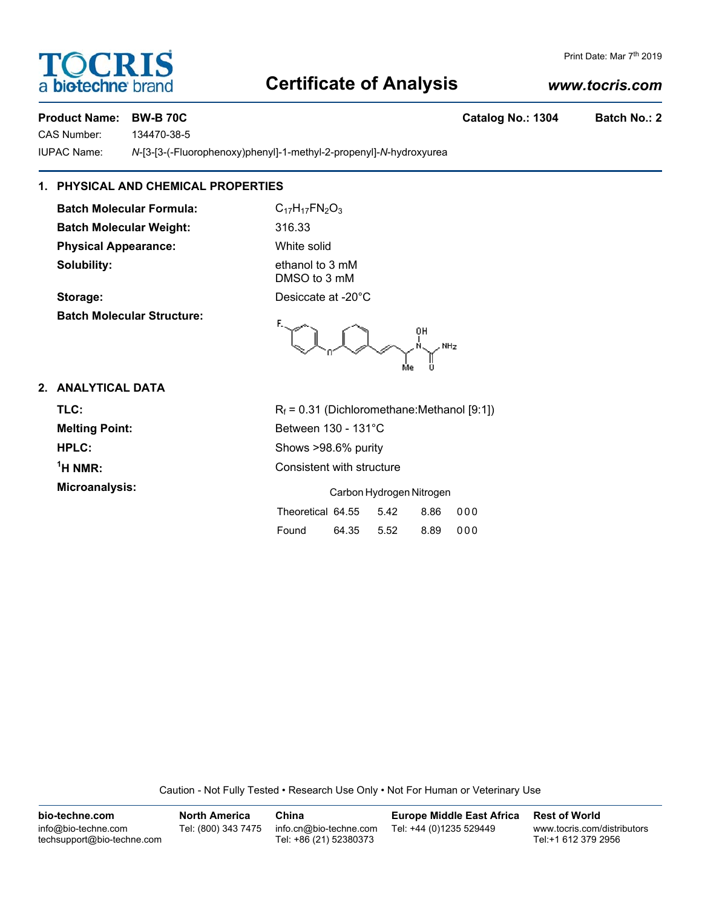# Certificate of Analysis

TOCRIS a bio-techne brand

Print Date: Mar 7th 2019

www.tocris.com

**Product Name:** **BW-B 70C** **Catalog No.: 1304** **Batch No.: 2**

CAS Number: 134470-38-5

IUPAC Name: *N*-[3-[3-(-Fluorophenoxy)phenyl]-1-methyl-2-propenyl]-*N*-hydroxyurea

## 1. PHYSICAL AND CHEMICAL PROPERTIES

**Batch Molecular Formula:** $C_{17}H_{17}FN_2O_3$

**Batch Molecular Weight:** 316.33

**Physical Appearance:** White solid

**Solubility:** ethanol to 3 mM
DMSO to 3 mM

**Storage:** Desiccate at -20°C

**Batch Molecular Structure:**

## 2. ANALYTICAL DATA

**TLC:** $R_f$ = 0.31 (Dichloromethane:Methanol [9:1])

**Melting Point:** Between 130 - 131°C

**HPLC:** Shows >98.6% purity

**$^1$H NMR:** Consistent with structure

**Microanalysis:**

| | Carbon | Hydrogen | Nitrogen | |
|---|---|---|---|---|
| Theoretical | 64.55 | 5.42 | 8.86 | 0 0 0 |
| Found | 64.35 | 5.52 | 8.89 | 0 0 0 |

Caution - Not Fully Tested • Research Use Only • Not For Human or Veterinary Use

**bio-techne.com**
info@bio-techne.com
techsupport@bio-techne.com

**North America**
Tel: (800) 343 7475

**China**
info.cn@bio-techne.com
Tel: +86 (21) 52380373

**Europe Middle East Africa**
Tel: +44 (0)1235 529449

**Rest of World**
www.tocris.com/distributors
Tel:+1 612 379 2956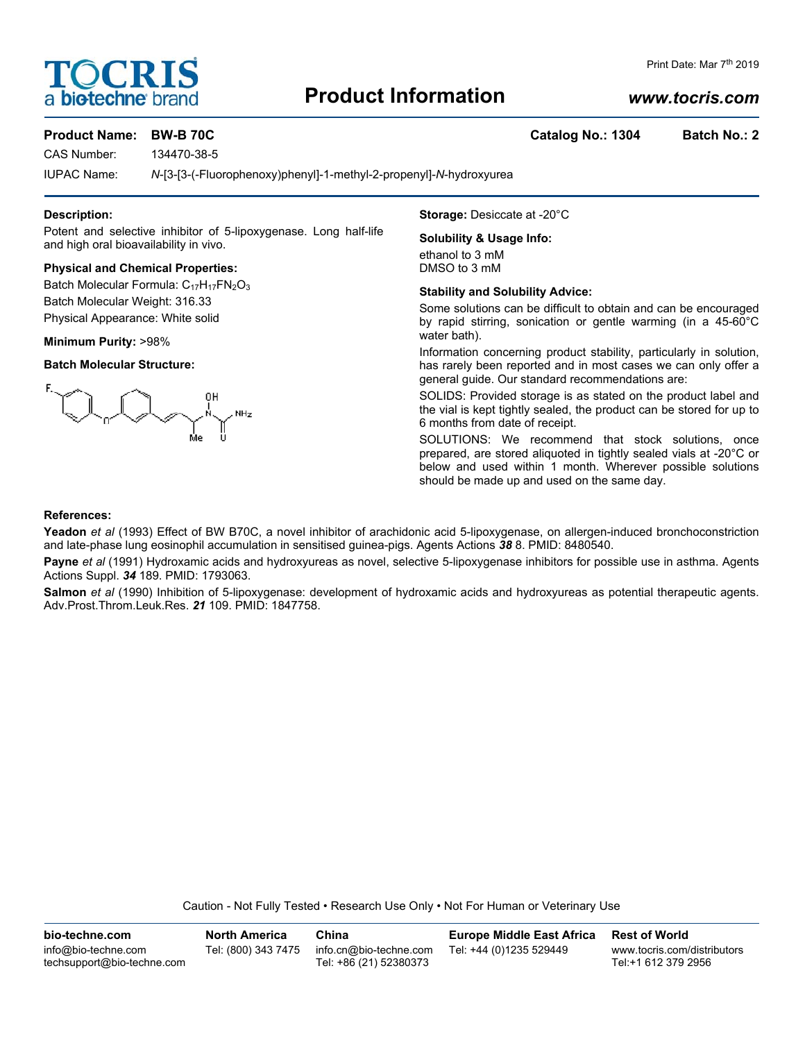# Product Information

Print Date: Mar 7th 2019

www.tocris.com

**Product Name: BW-B 70C** **Catalog No.: 1304** **Batch No.: 2**

CAS Number: 134470-38-5

IUPAC Name: *N*-[3-[3-(-Fluorophenoxy)phenyl]-1-methyl-2-propenyl]-*N*-hydroxyurea

### Description:

Potent and selective inhibitor of 5-lipoxygenase. Long half-life and high oral bioavailability in vivo.

### Physical and Chemical Properties:

Batch Molecular Formula: $C_{17}H_{17}FN_2O_3$

Batch Molecular Weight: 316.33

Physical Appearance: White solid

**Minimum Purity:** >98%

### Batch Molecular Structure:

**Storage:** Desiccate at -20°C

### Solubility & Usage Info:

ethanol to 3 mM
DMSO to 3 mM

### Stability and Solubility Advice:

Some solutions can be difficult to obtain and can be encouraged by rapid stirring, sonication or gentle warming (in a 45-60°C water bath).

Information concerning product stability, particularly in solution, has rarely been reported and in most cases we can only offer a general guide. Our standard recommendations are:

SOLIDS: Provided storage is as stated on the product label and the vial is kept tightly sealed, the product can be stored for up to 6 months from date of receipt.

SOLUTIONS: We recommend that stock solutions, once prepared, are stored aliquoted in tightly sealed vials at -20°C or below and used within 1 month. Wherever possible solutions should be made up and used on the same day.

### References:

**Yeadon** *et al* (1993) Effect of BW B70C, a novel inhibitor of arachidonic acid 5-lipoxygenase, on allergen-induced bronchoconstriction and late-phase lung eosinophil accumulation in sensitised guinea-pigs. Agents Actions ***38*** 8. PMID: 8480540.

**Payne** *et al* (1991) Hydroxamic acids and hydroxyureas as novel, selective 5-lipoxygenase inhibitors for possible use in asthma. Agents Actions Suppl. ***34*** 189. PMID: 1793063.

**Salmon** *et al* (1990) Inhibition of 5-lipoxygenase: development of hydroxamic acids and hydroxyureas as potential therapeutic agents. Adv.Prost.Throm.Leuk.Res. ***21*** 109. PMID: 1847758.

Caution - Not Fully Tested • Research Use Only • Not For Human or Veterinary Use

**bio-techne.com**
info@bio-techne.com
techsupport@bio-techne.com

**North America**
Tel: (800) 343 7475

**China**
info.cn@bio-techne.com
Tel: +86 (21) 52380373

**Europe Middle East Africa**
Tel: +44 (0)1235 529449

**Rest of World**
www.tocris.com/distributors
Tel:+1 612 379 2956